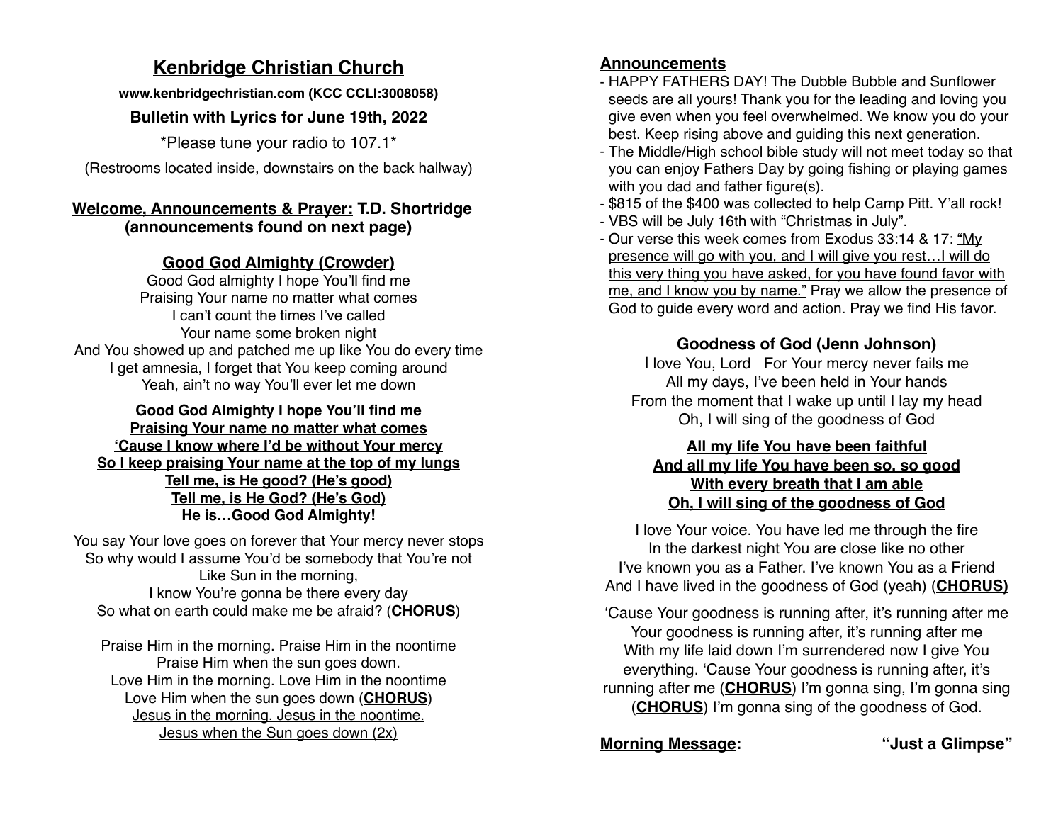# Kenbridge Christian Church

**www.kenbridgechristian.com (KCC CCLI:3008058)**

**Bulletin with Lyrics for June 19th, 2022**

\*Please tune your radio to 107.1\*

(Restrooms located inside, downstairs on the back hallway)

## Welcome, Announcements & Prayer: T.D. Shortridge (announcements found on next page)

## Good God Almighty (Crowder)

Good God almighty I hope You'll find me
Praising Your name no matter what comes
I can't count the times I've called
Your name some broken night
And You showed up and patched me up like You do every time
I get amnesia, I forget that You keep coming around
Yeah, ain't no way You'll ever let me down

**Good God Almighty I hope You'll find me**
**Praising Your name no matter what comes**
**'Cause I know where I'd be without Your mercy**
**So I keep praising Your name at the top of my lungs**
**Tell me, is He good? (He's good)**
**Tell me, is He God? (He's God)**
**He is…Good God Almighty!**

You say Your love goes on forever that Your mercy never stops
So why would I assume You'd be somebody that You're not
Like Sun in the morning,
I know You're gonna be there every day
So what on earth could make me be afraid? (**CHORUS**)

Praise Him in the morning. Praise Him in the noontime
Praise Him when the sun goes down.
Love Him in the morning. Love Him in the noontime
Love Him when the sun goes down (**CHORUS**)
Jesus in the morning. Jesus in the noontime.
Jesus when the Sun goes down (2x)

## Announcements

- HAPPY FATHERS DAY! The Dubble Bubble and Sunflower seeds are all yours! Thank you for the leading and loving you give even when you feel overwhelmed. We know you do your best. Keep rising above and guiding this next generation.
- The Middle/High school bible study will not meet today so that you can enjoy Fathers Day by going fishing or playing games with you dad and father figure(s).
- $815 of the $400 was collected to help Camp Pitt. Y'all rock!
- VBS will be July 16th with "Christmas in July".
- Our verse this week comes from Exodus 33:14 & 17: "My presence will go with you, and I will give you rest…I will do this very thing you have asked, for you have found favor with me, and I know you by name." Pray we allow the presence of God to guide every word and action. Pray we find His favor.

## Goodness of God (Jenn Johnson)

I love You, Lord For Your mercy never fails me
All my days, I've been held in Your hands
From the moment that I wake up until I lay my head
Oh, I will sing of the goodness of God

**All my life You have been faithful**
**And all my life You have been so, so good**
**With every breath that I am able**
**Oh, I will sing of the goodness of God**

I love Your voice. You have led me through the fire
In the darkest night You are close like no other
I've known you as a Father. I've known You as a Friend
And I have lived in the goodness of God (yeah) (**CHORUS)**

'Cause Your goodness is running after, it's running after me
Your goodness is running after, it's running after me
With my life laid down I'm surrendered now I give You everything. 'Cause Your goodness is running after, it's running after me (**CHORUS**) I'm gonna sing, I'm gonna sing (**CHORUS**) I'm gonna sing of the goodness of God.

**Morning Message:** **"Just a Glimpse"**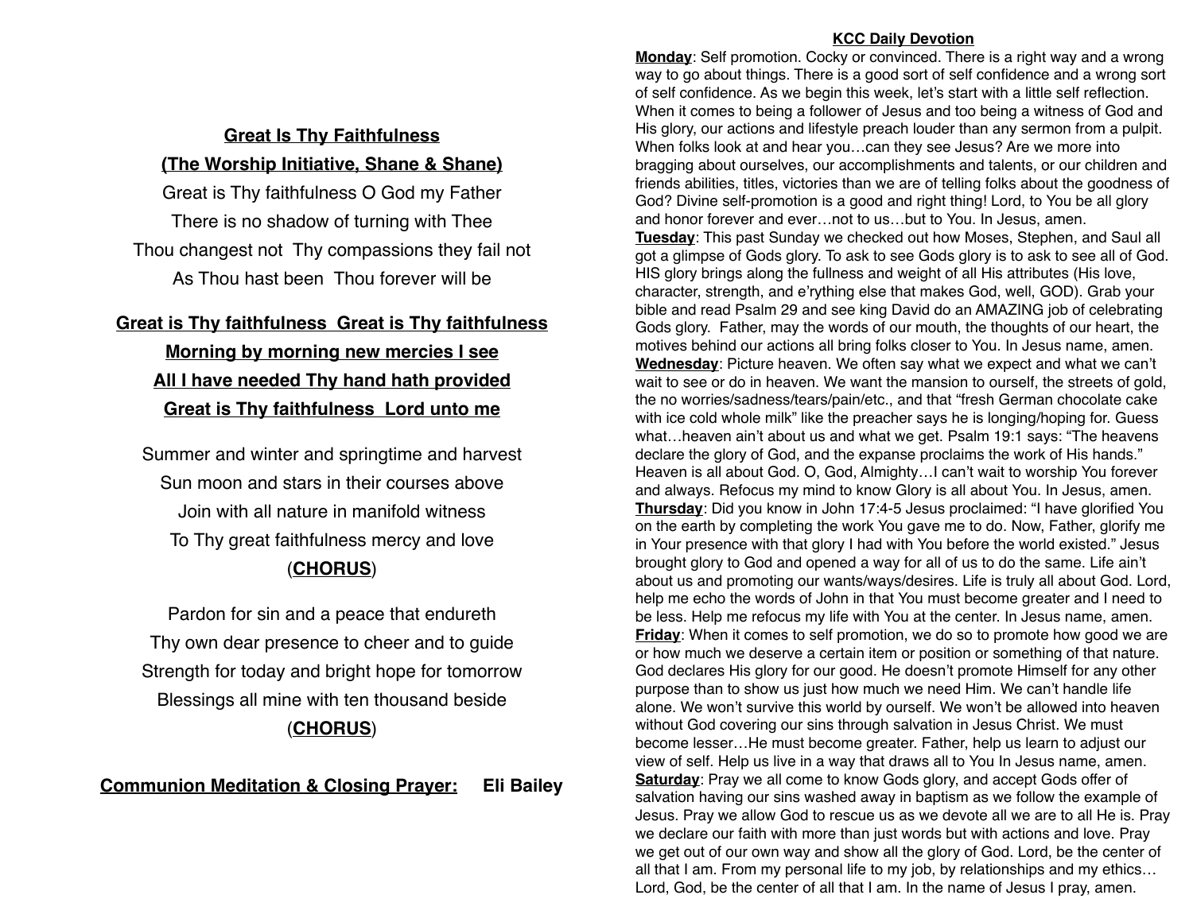**Great Is Thy Faithfulness**

**(The Worship Initiative, Shane & Shane)**

Great is Thy faithfulness O God my Father
There is no shadow of turning with Thee
Thou changest not Thy compassions they fail not
As Thou hast been Thou forever will be

**Great is Thy faithfulness Great is Thy faithfulness**
**Morning by morning new mercies I see**
**All I have needed Thy hand hath provided**
**Great is Thy faithfulness Lord unto me**

Summer and winter and springtime and harvest
Sun moon and stars in their courses above
Join with all nature in manifold witness
To Thy great faithfulness mercy and love
(**CHORUS**)

Pardon for sin and a peace that endureth
Thy own dear presence to cheer and to guide
Strength for today and bright hope for tomorrow
Blessings all mine with ten thousand beside
(**CHORUS**)

**Communion Meditation & Closing Prayer:** **Eli Bailey**

## KCC Daily Devotion

**Monday**: Self promotion. Cocky or convinced. There is a right way and a wrong way to go about things. There is a good sort of self confidence and a wrong sort of self confidence. As we begin this week, let's start with a little self reflection. When it comes to being a follower of Jesus and too being a witness of God and His glory, our actions and lifestyle preach louder than any sermon from a pulpit. When folks look at and hear you…can they see Jesus? Are we more into bragging about ourselves, our accomplishments and talents, or our children and friends abilities, titles, victories than we are of telling folks about the goodness of God? Divine self-promotion is a good and right thing! Lord, to You be all glory and honor forever and ever…not to us…but to You. In Jesus, amen.

**Tuesday**: This past Sunday we checked out how Moses, Stephen, and Saul all got a glimpse of Gods glory. To ask to see Gods glory is to ask to see all of God. HIS glory brings along the fullness and weight of all His attributes (His love, character, strength, and e'rything else that makes God, well, GOD). Grab your bible and read Psalm 29 and see king David do an AMAZING job of celebrating Gods glory. Father, may the words of our mouth, the thoughts of our heart, the motives behind our actions all bring folks closer to You. In Jesus name, amen.

**Wednesday**: Picture heaven. We often say what we expect and what we can't wait to see or do in heaven. We want the mansion to ourself, the streets of gold, the no worries/sadness/tears/pain/etc., and that "fresh German chocolate cake with ice cold whole milk" like the preacher says he is longing/hoping for. Guess what…heaven ain't about us and what we get. Psalm 19:1 says: "The heavens declare the glory of God, and the expanse proclaims the work of His hands." Heaven is all about God. O, God, Almighty…I can't wait to worship You forever and always. Refocus my mind to know Glory is all about You. In Jesus, amen.

**Thursday**: Did you know in John 17:4-5 Jesus proclaimed: "I have glorified You on the earth by completing the work You gave me to do. Now, Father, glorify me in Your presence with that glory I had with You before the world existed." Jesus brought glory to God and opened a way for all of us to do the same. Life ain't about us and promoting our wants/ways/desires. Life is truly all about God. Lord, help me echo the words of John in that You must become greater and I need to be less. Help me refocus my life with You at the center. In Jesus name, amen.

**Friday**: When it comes to self promotion, we do so to promote how good we are or how much we deserve a certain item or position or something of that nature. God declares His glory for our good. He doesn't promote Himself for any other purpose than to show us just how much we need Him. We can't handle life alone. We won't survive this world by ourself. We won't be allowed into heaven without God covering our sins through salvation in Jesus Christ. We must become lesser…He must become greater. Father, help us learn to adjust our view of self. Help us live in a way that draws all to You In Jesus name, amen.

**Saturday**: Pray we all come to know Gods glory, and accept Gods offer of salvation having our sins washed away in baptism as we follow the example of Jesus. Pray we allow God to rescue us as we devote all we are to all He is. Pray we declare our faith with more than just words but with actions and love. Pray we get out of our own way and show all the glory of God. Lord, be the center of all that I am. From my personal life to my job, by relationships and my ethics… Lord, God, be the center of all that I am. In the name of Jesus I pray, amen.